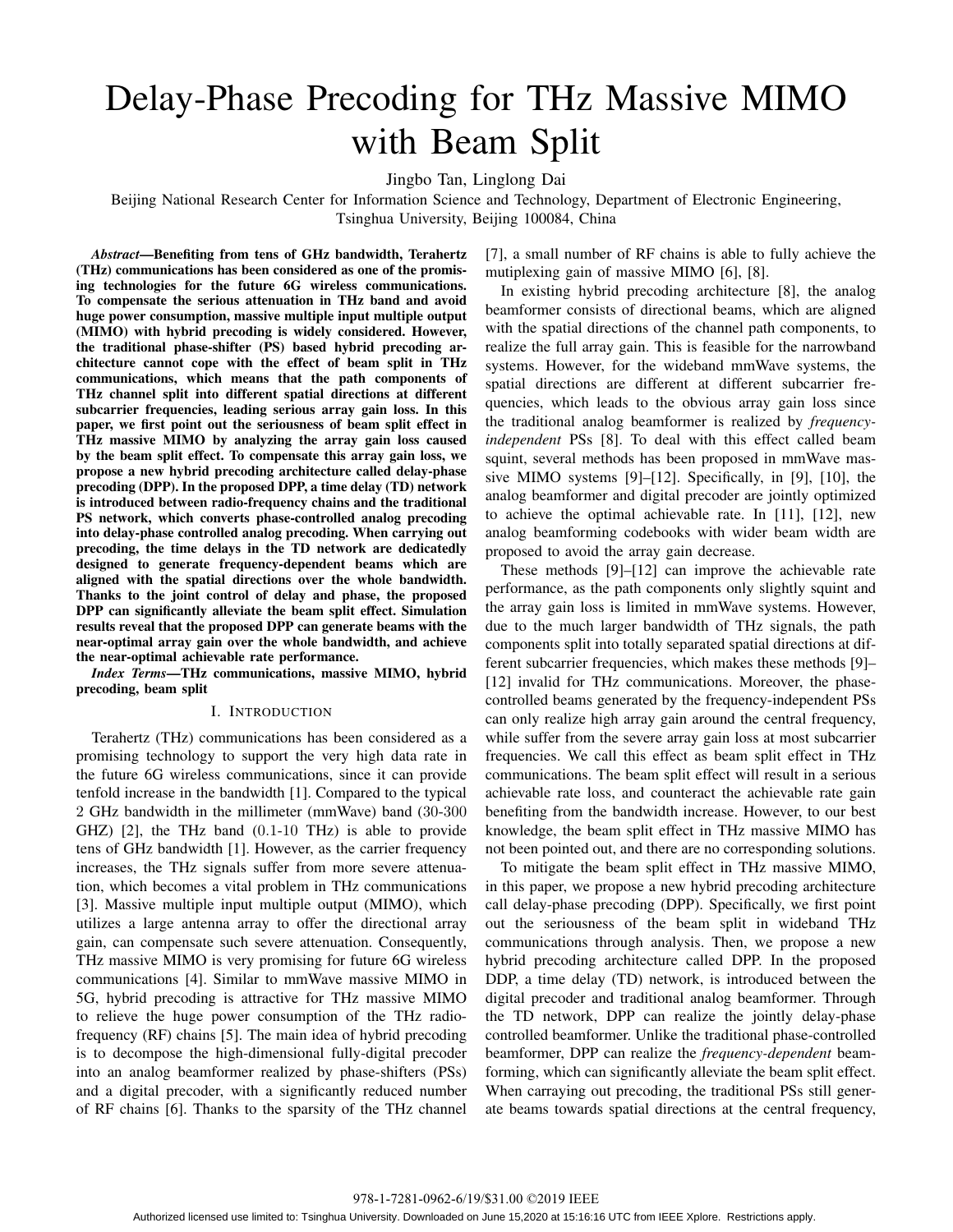# Delay-Phase Precoding for THz Massive MIMO with Beam Split

Jingbo Tan, Linglong Dai

Beijing National Research Center for Information Science and Technology, Department of Electronic Engineering, Tsinghua University, Beijing 100084, China

***Abstract*—Benefiting from tens of GHz bandwidth, Terahertz (THz) communications has been considered as one of the promising technologies for the future 6G wireless communications. To compensate the serious attenuation in THz band and avoid huge power consumption, massive multiple input multiple output (MIMO) with hybrid precoding is widely considered. However, the traditional phase-shifter (PS) based hybrid precoding architecture cannot cope with the effect of beam split in THz communications, which means that the path components of THz channel split into different spatial directions at different subcarrier frequencies, leading serious array gain loss. In this paper, we first point out the seriousness of beam split effect in THz massive MIMO by analyzing the array gain loss caused by the beam split effect. To compensate this array gain loss, we propose a new hybrid precoding architecture called delay-phase precoding (DPP). In the proposed DPP, a time delay (TD) network is introduced between radio-frequency chains and the traditional PS network, which converts phase-controlled analog precoding into delay-phase controlled analog precoding. When carrying out precoding, the time delays in the TD network are dedicatedly designed to generate frequency-dependent beams which are aligned with the spatial directions over the whole bandwidth. Thanks to the joint control of delay and phase, the proposed DPP can significantly alleviate the beam split effect. Simulation results reveal that the proposed DPP can generate beams with the near-optimal array gain over the whole bandwidth, and achieve the near-optimal achievable rate performance.**

***Index Terms*—THz communications, massive MIMO, hybrid precoding, beam split**

## I. Introduction

Terahertz (THz) communications has been considered as a promising technology to support the very high data rate in the future 6G wireless communications, since it can provide tenfold increase in the bandwidth [1]. Compared to the typical 2 GHz bandwidth in the millimeter (mmWave) band (30-300 GHZ) [2], the THz band (0.1-10 THz) is able to provide tens of GHz bandwidth [1]. However, as the carrier frequency increases, the THz signals suffer from more severe attenuation, which becomes a vital problem in THz communications [3]. Massive multiple input multiple output (MIMO), which utilizes a large antenna array to offer the directional array gain, can compensate such severe attenuation. Consequently, THz massive MIMO is very promising for future 6G wireless communications [4]. Similar to mmWave massive MIMO in 5G, hybrid precoding is attractive for THz massive MIMO to relieve the huge power consumption of the THz radio-frequency (RF) chains [5]. The main idea of hybrid precoding is to decompose the high-dimensional fully-digital precoder into an analog beamformer realized by phase-shifters (PSs) and a digital precoder, with a significantly reduced number of RF chains [6]. Thanks to the sparsity of the THz channel [7], a small number of RF chains is able to fully achieve the mutiplexing gain of massive MIMO [6], [8].

In existing hybrid precoding architecture [8], the analog beamformer consists of directional beams, which are aligned with the spatial directions of the channel path components, to realize the full array gain. This is feasible for the narrowband systems. However, for the wideband mmWave systems, the spatial directions are different at different subcarrier frequencies, which leads to the obvious array gain loss since the traditional analog beamformer is realized by *frequency-independent* PSs [8]. To deal with this effect called beam squint, several methods has been proposed in mmWave massive MIMO systems [9]–[12]. Specifically, in [9], [10], the analog beamformer and digital precoder are jointly optimized to achieve the optimal achievable rate. In [11], [12], new analog beamforming codebooks with wider beam width are proposed to avoid the array gain decrease.

These methods [9]–[12] can improve the achievable rate performance, as the path components only slightly squint and the array gain loss is limited in mmWave systems. However, due to the much larger bandwidth of THz signals, the path components split into totally separated spatial directions at different subcarrier frequencies, which makes these methods [9]–[12] invalid for THz communications. Moreover, the phase-controlled beams generated by the frequency-independent PSs can only realize high array gain around the central frequency, while suffer from the severe array gain loss at most subcarrier frequencies. We call this effect as beam split effect in THz communications. The beam split effect will result in a serious achievable rate loss, and counteract the achievable rate gain benefiting from the bandwidth increase. However, to our best knowledge, the beam split effect in THz massive MIMO has not been pointed out, and there are no corresponding solutions.

To mitigate the beam split effect in THz massive MIMO, in this paper, we propose a new hybrid precoding architecture call delay-phase precoding (DPP). Specifically, we first point out the seriousness of the beam split in wideband THz communications through analysis. Then, we propose a new hybrid precoding architecture called DPP. In the proposed DDP, a time delay (TD) network, is introduced between the digital precoder and traditional analog beamformer. Through the TD network, DPP can realize the jointly delay-phase controlled beamformer. Unlike the traditional phase-controlled beamformer, DPP can realize the *frequency-dependent* beamforming, which can significantly alleviate the beam split effect. When carraying out precoding, the traditional PSs still generate beams towards spatial directions at the central frequency,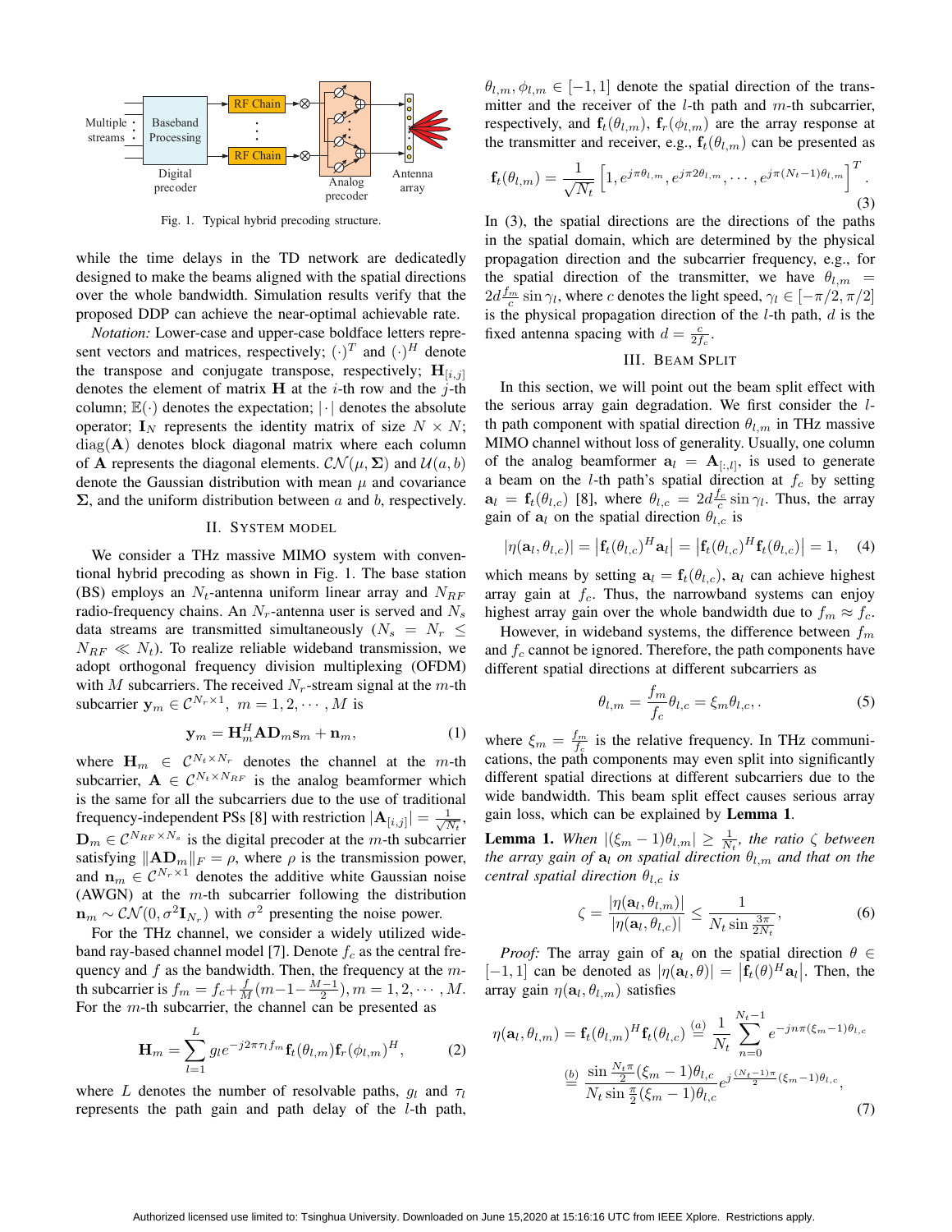Fig. 1. Typical hybrid precoding structure.

while the time delays in the TD network are dedicatedly designed to make the beams aligned with the spatial directions over the whole bandwidth. Simulation results verify that the proposed DDP can achieve the near-optimal achievable rate.

*Notation:* Lower-case and upper-case boldface letters represent vectors and matrices, respectively; $(\cdot)^T$ and $(\cdot)^H$ denote the transpose and conjugate transpose, respectively; $\mathbf{H}_{[i,j]}$ denotes the element of matrix $\mathbf{H}$ at the $i$-th row and the $j$-th column; $\mathbb{E}(\cdot)$ denotes the expectation; $|\cdot|$ denotes the absolute operator; $\mathbf{I}_N$ represents the identity matrix of size $N \times N$; $\text{diag}(\mathbf{A})$ denotes block diagonal matrix where each column of $\mathbf{A}$ represents the diagonal elements. $\mathcal{CN}(\mu, \mathbf{\Sigma})$ and $\mathcal{U}(a,b)$ denote the Gaussian distribution with mean $\mu$ and covariance $\mathbf{\Sigma}$, and the uniform distribution between $a$ and $b$, respectively.

## II. System Model

We consider a THz massive MIMO system with conventional hybrid precoding as shown in Fig. 1. The base station (BS) employs an $N_t$-antenna uniform linear array and $N_{RF}$ radio-frequency chains. An $N_r$-antenna user is served and $N_s$ data streams are transmitted simultaneously ($N_s = N_r \leq N_{RF} \ll N_t$). To realize reliable wideband transmission, we adopt orthogonal frequency division multiplexing (OFDM) with $M$ subcarriers. The received $N_r$-stream signal at the $m$-th subcarrier $\mathbf{y}_m \in \mathcal{C}^{N_r \times 1},\ m = 1, 2, \cdots, M$ is

$$\mathbf{y}_m = \mathbf{H}_m^H \mathbf{A} \mathbf{D}_m \mathbf{s}_m + \mathbf{n}_m, \tag{1}$$

where $\mathbf{H}_m \in \mathcal{C}^{N_t \times N_r}$ denotes the channel at the $m$-th subcarrier, $\mathbf{A} \in \mathcal{C}^{N_t \times N_{RF}}$ is the analog beamformer which is the same for all the subcarriers due to the use of traditional frequency-independent PSs [8] with restriction $|\mathbf{A}_{[i,j]}| = \frac{1}{\sqrt{N_t}}$, $\mathbf{D}_m \in \mathcal{C}^{N_{RF} \times N_s}$ is the digital precoder at the $m$-th subcarrier satisfying $\|\mathbf{A}\mathbf{D}_m\|_F = \rho$, where $\rho$ is the transmission power, and $\mathbf{n}_m \in \mathcal{C}^{N_r \times 1}$ denotes the additive white Gaussian noise (AWGN) at the $m$-th subcarrier following the distribution $\mathbf{n}_m \sim \mathcal{CN}(0, \sigma^2 \mathbf{I}_{N_r})$ with $\sigma^2$ presenting the noise power.

For the THz channel, we consider a widely utilized wideband ray-based channel model [7]. Denote $f_c$ as the central frequency and $f$ as the bandwidth. Then, the frequency at the $m$-th subcarrier is $f_m = f_c + \frac{f}{M}(m - 1 - \frac{M-1}{2}), m = 1, 2, \cdots, M$. For the $m$-th subcarrier, the channel can be presented as

$$\mathbf{H}_m = \sum_{l=1}^{L} g_l e^{-j2\pi\tau_l f_m} \mathbf{f}_t(\theta_{l,m}) \mathbf{f}_r(\phi_{l,m})^H, \tag{2}$$

where $L$ denotes the number of resolvable paths, $g_l$ and $\tau_l$ represents the path gain and path delay of the $l$-th path, $\theta_{l,m}, \phi_{l,m} \in [-1, 1]$ denote the spatial direction of the transmitter and the receiver of the $l$-th path and $m$-th subcarrier, respectively, and $\mathbf{f}_t(\theta_{l,m})$, $\mathbf{f}_r(\phi_{l,m})$ are the array response at the transmitter and receiver, e.g., $\mathbf{f}_t(\theta_{l,m})$ can be presented as

$$\mathbf{f}_t(\theta_{l,m}) = \frac{1}{\sqrt{N_t}} \left[1, e^{j\pi\theta_{l,m}}, e^{j\pi 2\theta_{l,m}}, \cdots, e^{j\pi(N_t-1)\theta_{l,m}}\right]^T. \tag{3}$$

In (3), the spatial directions are the directions of the paths in the spatial domain, which are determined by the physical propagation direction and the subcarrier frequency, e.g., for the spatial direction of the transmitter, we have $\theta_{l,m} = 2d\frac{f_m}{c}\sin\gamma_l$, where $c$ denotes the light speed, $\gamma_l \in [-\pi/2, \pi/2]$ is the physical propagation direction of the $l$-th path, $d$ is the fixed antenna spacing with $d = \frac{c}{2f_c}$.

## III. Beam Split

In this section, we will point out the beam split effect with the serious array gain degradation. We first consider the $l$-th path component with spatial direction $\theta_{l,m}$ in THz massive MIMO channel without loss of generality. Usually, one column of the analog beamformer $\mathbf{a}_l = \mathbf{A}_{[:,l]}$, is used to generate a beam on the $l$-th path's spatial direction at $f_c$ by setting $\mathbf{a}_l = \mathbf{f}_t(\theta_{l,c})$ [8], where $\theta_{l,c} = 2d\frac{f_c}{c}\sin\gamma_l$. Thus, the array gain of $\mathbf{a}_l$ on the spatial direction $\theta_{l,c}$ is

$$|\eta(\mathbf{a}_l, \theta_{l,c})| = \left|\mathbf{f}_t(\theta_{l,c})^H \mathbf{a}_l\right| = \left|\mathbf{f}_t(\theta_{l,c})^H \mathbf{f}_t(\theta_{l,c})\right| = 1, \tag{4}$$

which means by setting $\mathbf{a}_l = \mathbf{f}_t(\theta_{l,c})$, $\mathbf{a}_l$ can achieve highest array gain at $f_c$. Thus, the narrowband systems can enjoy highest array gain over the whole bandwidth due to $f_m \approx f_c$.

However, in wideband systems, the difference between $f_m$ and $f_c$ cannot be ignored. Therefore, the path components have different spatial directions at different subcarriers as

$$\theta_{l,m} = \frac{f_m}{f_c}\theta_{l,c} = \xi_m \theta_{l,c}, . \tag{5}$$

where $\xi_m = \frac{f_m}{f_c}$ is the relative frequency. In THz communications, the path components may even split into significantly different spatial directions at different subcarriers due to the wide bandwidth. This beam split effect causes serious array gain loss, which can be explained by **Lemma 1**.

**Lemma 1.** *When $|(\xi_m - 1)\theta_{l,m}| \geq \frac{1}{N_t}$, the ratio $\zeta$ between the array gain of $\mathbf{a}_l$ on spatial direction $\theta_{l,m}$ and that on the central spatial direction $\theta_{l,c}$ is*

$$\zeta = \frac{|\eta(\mathbf{a}_l, \theta_{l,m})|}{|\eta(\mathbf{a}_l, \theta_{l,c})|} \leq \frac{1}{N_t \sin\frac{3\pi}{2N_t}}, \tag{6}$$

*Proof:* The array gain of $\mathbf{a}_l$ on the spatial direction $\theta \in [-1, 1]$ can be denoted as $|\eta(\mathbf{a}_l, \theta)| = \left|\mathbf{f}_t(\theta)^H \mathbf{a}_l\right|$. Then, the array gain $\eta(\mathbf{a}_l, \theta_{l,m})$ satisfies

$$\begin{aligned}
\eta(\mathbf{a}_l, \theta_{l,m}) = \mathbf{f}_t(\theta_{l,m})^H \mathbf{f}_t(\theta_{l,c}) &\overset{(a)}{=} \frac{1}{N_t}\sum_{n=0}^{N_t-1} e^{-jn\pi(\xi_m-1)\theta_{l,c}} \\
&\overset{(b)}{=} \frac{\sin\frac{N_t\pi}{2}(\xi_m-1)\theta_{l,c}}{N_t \sin\frac{\pi}{2}(\xi_m-1)\theta_{l,c}} e^{j\frac{(N_t-1)\pi}{2}(\xi_m-1)\theta_{l,c}},
\end{aligned} \tag{7}$$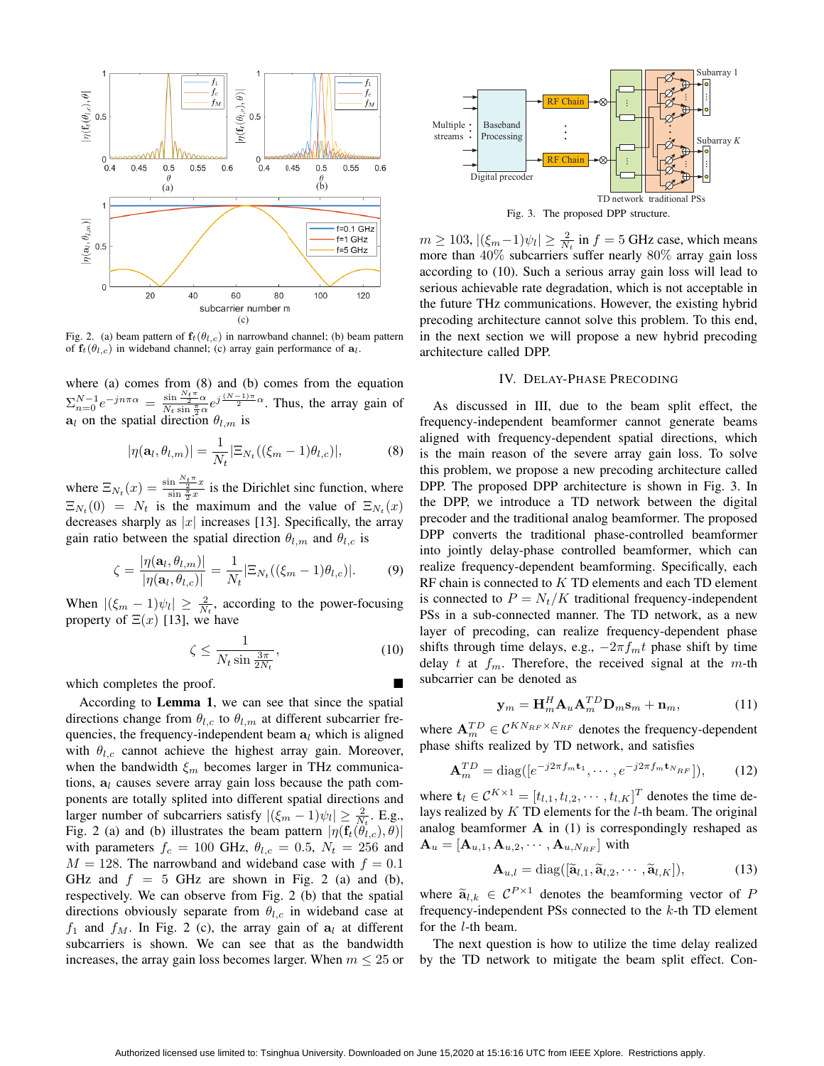Fig. 2. (a) beam pattern of $\mathbf{f}_t(\theta_{l,c})$ in narrowband channel; (b) beam pattern of $\mathbf{f}_t(\theta_{l,c})$ in wideband channel; (c) array gain performance of $\mathbf{a}_l$.

where (a) comes from (8) and (b) comes from the equation $\Sigma_{n=0}^{N-1} e^{-jn\pi\alpha} = \frac{\sin \frac{N_t \pi}{2}\alpha}{N_t \sin\frac{\pi}{2}\alpha} e^{j\frac{(N-1)\pi}{2}\alpha}$. Thus, the array gain of $\mathbf{a}_l$ on the spatial direction $\theta_{l,m}$ is

$$|\eta(\mathbf{a}_l, \theta_{l,m})| = \frac{1}{N_t}|\Xi_{N_t}((\xi_m - 1)\theta_{l,c})|, \tag{8}$$

where $\Xi_{N_t}(x) = \frac{\sin \frac{N_t \pi}{2}x}{\sin \frac{\pi}{2}x}$ is the Dirichlet sinc function, where $\Xi_{N_t}(0) = N_t$ is the maximum and the value of $\Xi_{N_t}(x)$ decreases sharply as $|x|$ increases [13]. Specifically, the array gain ratio between the spatial direction $\theta_{l,m}$ and $\theta_{l,c}$ is

$$\zeta = \frac{|\eta(\mathbf{a}_l, \theta_{l,m})|}{|\eta(\mathbf{a}_l, \theta_{l,c})|} = \frac{1}{N_t}|\Xi_{N_t}((\xi_m - 1)\theta_{l,c})|. \tag{9}$$

When $|(\xi_m - 1)\psi_l| \geq \frac{2}{N_t}$, according to the power-focusing property of $\Xi(x)$ [13], we have

$$\zeta \leq \frac{1}{N_t \sin \frac{3\pi}{2N_t}}, \tag{10}$$

which completes the proof. ∎

According to **Lemma 1**, we can see that since the spatial directions change from $\theta_{l,c}$ to $\theta_{l,m}$ at different subcarrier frequencies, the frequency-independent beam $\mathbf{a}_l$ which is aligned with $\theta_{l,c}$ cannot achieve the highest array gain. Moreover, when the bandwidth $\xi_m$ becomes larger in THz communications, $\mathbf{a}_l$ causes severe array gain loss because the path components are totally splited into different spatial directions and larger number of subcarriers satisfy $|(\xi_m - 1)\psi_l| \geq \frac{2}{N_t}$. E.g., Fig. 2 (a) and (b) illustrates the beam pattern $|\eta(\mathbf{f}_t(\theta_{l,c}), \theta)|$ with parameters $f_c = 100$ GHz, $\theta_{l,c} = 0.5$, $N_t = 256$ and $M = 128$. The narrowband and wideband case with $f = 0.1$ GHz and $f = 5$ GHz are shown in Fig. 2 (a) and (b), respectively. We can observe from Fig. 2 (b) that the spatial directions obviously separate from $\theta_{l,c}$ in wideband case at $f_1$ and $f_M$. In Fig. 2 (c), the array gain of $\mathbf{a}_l$ at different subcarriers is shown. We can see that as the bandwidth increases, the array gain loss becomes larger. When $m \leq 25$ or $m \geq 103$, $|(\xi_m - 1)\psi_l| \geq \frac{2}{N_t}$ in $f = 5$ GHz case, which means more than 40% subcarriers suffer nearly 80% array gain loss according to (10). Such a serious array gain loss will lead to serious achievable rate degradation, which is not acceptable in the future THz communications. However, the existing hybrid precoding architecture cannot solve this problem. To this end, in the next section we will propose a new hybrid precoding architecture called DPP.

Fig. 3. The proposed DPP structure.

## IV. Delay-Phase Precoding

As discussed in III, due to the beam split effect, the frequency-independent beamformer cannot generate beams aligned with frequency-dependent spatial directions, which is the main reason of the severe array gain loss. To solve this problem, we propose a new precoding architecture called DPP. The proposed DPP architecture is shown in Fig. 3. In the DPP, we introduce a TD network between the digital precoder and the traditional analog beamformer. The proposed DPP converts the traditional phase-controlled beamformer into jointly delay-phase controlled beamformer, which can realize frequency-dependent beamforming. Specifically, each RF chain is connected to $K$ TD elements and each TD element is connected to $P = N_t/K$ traditional frequency-independent PSs in a sub-connected manner. The TD network, as a new layer of precoding, can realize frequency-dependent phase shifts through time delays, e.g., $-2\pi f_m t$ phase shift by time delay $t$ at $f_m$. Therefore, the received signal at the $m$-th subcarrier can be denoted as

$$\mathbf{y}_m = \mathbf{H}_m^H \mathbf{A}_u \mathbf{A}_m^{TD} \mathbf{D}_m \mathbf{s}_m + \mathbf{n}_m, \tag{11}$$

where $\mathbf{A}_m^{TD} \in \mathcal{C}^{KN_{RF} \times N_{RF}}$ denotes the frequency-dependent phase shifts realized by TD network, and satisfies

$$\mathbf{A}_m^{TD} = \text{diag}([e^{-j2\pi f_m \mathbf{t}_1}, \cdots, e^{-j2\pi f_m \mathbf{t}_{N_{RF}}}]), \tag{12}$$

where $\mathbf{t}_l \in \mathcal{C}^{K\times 1} = [t_{l,1}, t_{l,2}, \cdots, t_{l,K}]^T$ denotes the time delays realized by $K$ TD elements for the $l$-th beam. The original analog beamformer $\mathbf{A}$ in (1) is correspondingly reshaped as $\mathbf{A}_u = [\mathbf{A}_{u,1}, \mathbf{A}_{u,2}, \cdots, \mathbf{A}_{u,N_{RF}}]$ with

$$\mathbf{A}_{u,l} = \text{diag}([\widetilde{\mathbf{a}}_{l,1}, \widetilde{\mathbf{a}}_{l,2}, \cdots, \widetilde{\mathbf{a}}_{l,K}]), \tag{13}$$

where $\widetilde{\mathbf{a}}_{l,k} \in \mathcal{C}^{P\times 1}$ denotes the beamforming vector of $P$ frequency-independent PSs connected to the $k$-th TD element for the $l$-th beam.

The next question is how to utilize the time delay realized by the TD network to mitigate the beam split effect. Con-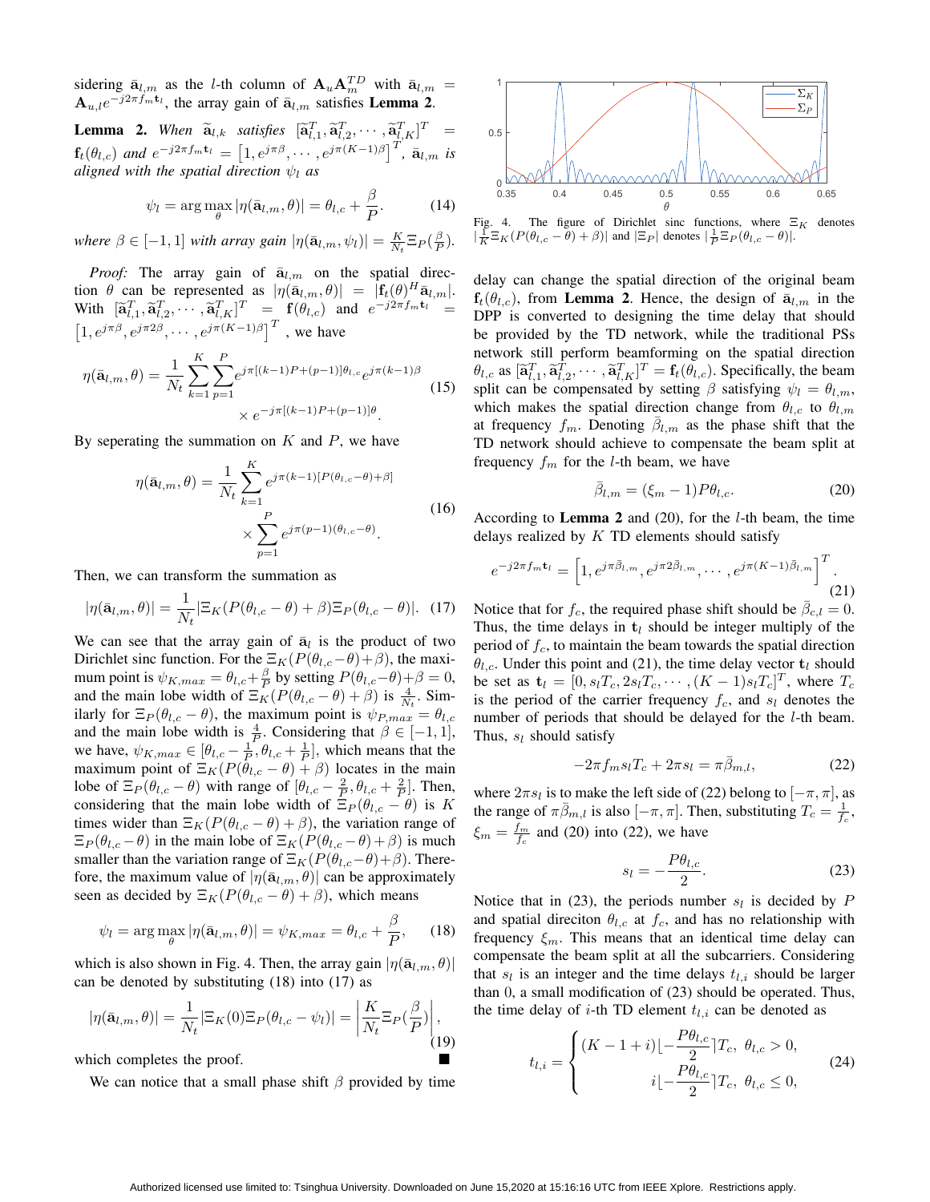sidering $\bar{\mathbf{a}}_{l,m}$ as the $l$-th column of $\mathbf{A}_u \mathbf{A}_m^{TD}$ with $\bar{\mathbf{a}}_{l,m} = \mathbf{A}_{u,l} e^{-j2\pi f_m \mathbf{t}_l}$, the array gain of $\bar{\mathbf{a}}_{l,m}$ satisfies **Lemma 2**.

**Lemma 2.** *When $\widetilde{\mathbf{a}}_{l,k}$ satisfies $[\widetilde{\mathbf{a}}_{l,1}^T, \widetilde{\mathbf{a}}_{l,2}^T, \cdots, \widetilde{\mathbf{a}}_{l,K}^T]^T = \mathbf{f}_t(\theta_{l,c})$ and $e^{-j2\pi f_m \mathbf{t}_l} = \left[1, e^{j\pi\beta}, \cdots, e^{j\pi(K-1)\beta}\right]^T$, $\bar{\mathbf{a}}_{l,m}$ is aligned with the spatial direction $\psi_l$ as*

$$\psi_l = \arg\max_{\theta} |\eta(\bar{\mathbf{a}}_{l,m}, \theta)| = \theta_{l,c} + \frac{\beta}{P}. \tag{14}$$

*where $\beta \in [-1, 1]$ with array gain $|\eta(\bar{\mathbf{a}}_{l,m}, \psi_l)| = \frac{K}{N_t}\Xi_P(\frac{\beta}{P})$.*

*Proof:* The array gain of $\bar{\mathbf{a}}_{l,m}$ on the spatial direction $\theta$ can be represented as $|\eta(\bar{\mathbf{a}}_{l,m}, \theta)| = |\mathbf{f}_t(\theta)^H \bar{\mathbf{a}}_{l,m}|$. With $[\widetilde{\mathbf{a}}_{l,1}^T, \widetilde{\mathbf{a}}_{l,2}^T, \cdots, \widetilde{\mathbf{a}}_{l,K}^T]^T = \mathbf{f}(\theta_{l,c})$ and $e^{-j2\pi f_m \mathbf{t}_l} = \left[1, e^{j\pi\beta}, e^{j\pi 2\beta}, \cdots, e^{j\pi(K-1)\beta}\right]^T$, we have

$$\eta(\bar{\mathbf{a}}_{l,m}, \theta) = \frac{1}{N_t}\sum_{k=1}^{K}\sum_{p=1}^{P} e^{j\pi[(k-1)P+(p-1)]\theta_{l,c}} e^{j\pi(k-1)\beta} \times e^{-j\pi[(k-1)P+(p-1)]\theta}. \tag{15}$$

By seperating the summation on $K$ and $P$, we have

$$\eta(\bar{\mathbf{a}}_{l,m}, \theta) = \frac{1}{N_t}\sum_{k=1}^{K} e^{j\pi(k-1)[P(\theta_{l,c}-\theta)+\beta]} \times \sum_{p=1}^{P} e^{j\pi(p-1)(\theta_{l,c}-\theta)}. \tag{16}$$

Then, we can transform the summation as

$$|\eta(\bar{\mathbf{a}}_{l,m}, \theta)| = \frac{1}{N_t}|\Xi_K(P(\theta_{l,c}-\theta)+\beta)\Xi_P(\theta_{l,c}-\theta)|. \tag{17}$$

We can see that the array gain of $\bar{\mathbf{a}}_l$ is the product of two Dirichlet sinc function. For the $\Xi_K(P(\theta_{l,c}-\theta)+\beta)$, the maximum point is $\psi_{K,max} = \theta_{l,c} + \frac{\beta}{P}$ by setting $P(\theta_{l,c}-\theta)+\beta = 0$, and the main lobe width of $\Xi_K(P(\theta_{l,c}-\theta)+\beta)$ is $\frac{4}{N_t}$. Similarly for $\Xi_P(\theta_{l,c}-\theta)$, the maximum point is $\psi_{P,max} = \theta_{l,c}$ and the main lobe width is $\frac{4}{P}$. Considering that $\beta \in [-1, 1]$, we have, $\psi_{K,max} \in [\theta_{l,c} - \frac{1}{P}, \theta_{l,c} + \frac{1}{P}]$, which means that the maximum point of $\Xi_K(P(\theta_{l,c}-\theta)+\beta)$ locates in the main lobe of $\Xi_P(\theta_{l,c}-\theta)$ with range of $[\theta_{l,c} - \frac{2}{P}, \theta_{l,c} + \frac{2}{P}]$. Then, considering that the main lobe width of $\Xi_P(\theta_{l,c}-\theta)$ is $K$ times wider than $\Xi_K(P(\theta_{l,c}-\theta)+\beta)$, the variation range of $\Xi_P(\theta_{l,c}-\theta)$ in the main lobe of $\Xi_K(P(\theta_{l,c}-\theta)+\beta)$ is much smaller than the variation range of $\Xi_K(P(\theta_{l,c}-\theta)+\beta)$. Therefore, the maximum value of $|\eta(\bar{\mathbf{a}}_{l,m}, \theta)|$ can be approximately seen as decided by $\Xi_K(P(\theta_{l,c}-\theta)+\beta)$, which means

$$\psi_l = \arg\max_{\theta} |\eta(\bar{\mathbf{a}}_{l,m}, \theta)| = \psi_{K,max} = \theta_{l,c} + \frac{\beta}{P}, \tag{18}$$

which is also shown in Fig. 4. Then, the array gain $|\eta(\bar{\mathbf{a}}_{l,m}, \theta)|$ can be denoted by substituting (18) into (17) as

$$|\eta(\bar{\mathbf{a}}_{l,m}, \theta)| = \frac{1}{N_t}|\Xi_K(0)\Xi_P(\theta_{l,c}-\psi_l)| = \left|\frac{K}{N_t}\Xi_P(\frac{\beta}{P})\right|, \tag{19}$$

which completes the proof. ■

We can notice that a small phase shift $\beta$ provided by time delay can change the spatial direction of the original beam $\mathbf{f}_t(\theta_{l,c})$, from **Lemma 2**. Hence, the design of $\bar{\mathbf{a}}_{l,m}$ in the DPP is converted to designing the time delay that should be provided by the TD network, while the traditional PSs network still perform beamforming on the spatial direction $\theta_{l,c}$ as $[\widetilde{\mathbf{a}}_{l,1}^T, \widetilde{\mathbf{a}}_{l,2}^T, \cdots, \widetilde{\mathbf{a}}_{l,K}^T]^T = \mathbf{f}_t(\theta_{l,c})$. Specifically, the beam split can be compensated by setting $\beta$ satisfying $\psi_l = \theta_{l,m}$, which makes the spatial direction change from $\theta_{l,c}$ to $\theta_{l,m}$ at frequency $f_m$. Denoting $\bar{\beta}_{l,m}$ as the phase shift that the TD network should achieve to compensate the beam split at frequency $f_m$ for the $l$-th beam, we have

$$\bar{\beta}_{l,m} = (\xi_m - 1)P\theta_{l,c}. \tag{20}$$

According to **Lemma 2** and (20), for the $l$-th beam, the time delays realized by $K$ TD elements should satisfy

$$e^{-j2\pi f_m \mathbf{t}_l} = \left[1, e^{j\pi\bar{\beta}_{l,m}}, e^{j\pi 2\bar{\beta}_{l,m}}, \cdots, e^{j\pi(K-1)\bar{\beta}_{l,m}}\right]^T. \tag{21}$$

Notice that for $f_c$, the required phase shift should be $\bar{\beta}_{c,l} = 0$. Thus, the time delays in $\mathbf{t}_l$ should be integer multiply of the period of $f_c$, to maintain the beam towards the spatial direction $\theta_{l,c}$. Under this point and (21), the time delay vector $\mathbf{t}_l$ should be set as $\mathbf{t}_l = [0, s_l T_c, 2s_l T_c, \cdots, (K-1)s_l T_c]^T$, where $T_c$ is the period of the carrier frequency $f_c$, and $s_l$ denotes the number of periods that should be delayed for the $l$-th beam. Thus, $s_l$ should satisfy

$$-2\pi f_m s_l T_c + 2\pi s_l = \pi\bar{\beta}_{m,l}, \tag{22}$$

where $2\pi s_l$ is to make the left side of (22) belong to $[-\pi, \pi]$, as the range of $\pi\bar{\beta}_{m,l}$ is also $[-\pi, \pi]$. Then, substituting $T_c = \frac{1}{f_c}$, $\xi_m = \frac{f_m}{f_c}$ and (20) into (22), we have

$$s_l = -\frac{P\theta_{l,c}}{2}. \tag{23}$$

Notice that in (23), the periods number $s_l$ is decided by $P$ and spatial direciton $\theta_{l,c}$ at $f_c$, and has no relationship with frequency $\xi_m$. This means that an identical time delay can compensate the beam split at all the subcarriers. Considering that $s_l$ is an integer and the time delays $t_{l,i}$ should be larger than 0, a small modification of (23) should be operated. Thus, the time delay of $i$-th TD element $t_{l,i}$ can be denoted as

$$t_{l,i} = \begin{cases} (K-1+i)\lfloor -\dfrac{P\theta_{l,c}}{2} \rceil T_c, & \theta_{l,c} > 0, \\ i\lfloor -\dfrac{P\theta_{l,c}}{2} \rceil T_c, & \theta_{l,c} \le 0, \end{cases} \tag{24}$$

Fig. 4. The figure of Dirichlet sinc functions, where $\Xi_K$ denotes $|\frac{1}{K}\Xi_K(P(\theta_{l,c}-\theta)+\beta)|$ and $|\Xi_P|$ denotes $|\frac{1}{P}\Xi_P(\theta_{l,c}-\theta)|$.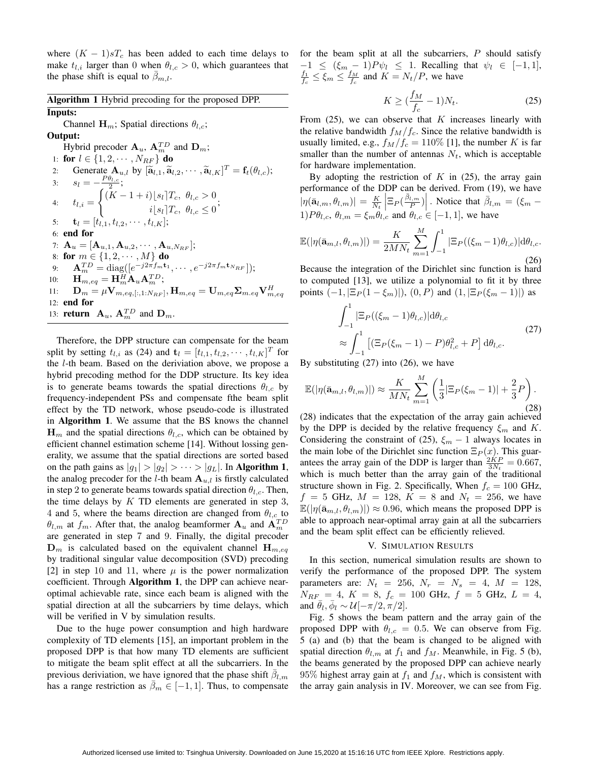where $(K-1)sT_c$ has been added to each time delays to make $t_{l,i}$ larger than 0 when $\theta_{l,c} > 0$, which guarantees that the phase shift is equal to $\bar{\beta}_{m,l}$.

---

**Algorithm 1** Hybrid precoding for the proposed DPP.

---

**Inputs:**

Channel $\mathbf{H}_m$; Spatial directions $\theta_{l,c}$;

**Output:**

Hybrid precoder $\mathbf{A}_u$, $\mathbf{A}_m^{TD}$ and $\mathbf{D}_m$;

1: **for** $l \in \{1, 2, \cdots, N_{RF}\}$ **do**

2: Generate $\mathbf{A}_{u,l}$ by $[\widetilde{\mathbf{a}}_{l,1}, \widetilde{\mathbf{a}}_{l,2}, \cdots, \widetilde{\mathbf{a}}_{l,K}]^T = \mathbf{f}_t(\theta_{l,c})$;

3: $s_l = -\frac{P\theta_{l,c}}{2}$;

4: $t_{l,i} = \begin{cases} (K-1+i)\lfloor s_l \rceil T_c, & \theta_{l,c} > 0 \\ i\lfloor s_l \rceil T_c, & \theta_{l,c} \le 0 \end{cases}$;

5: $\mathbf{t}_l = [t_{l,1}, t_{l,2}, \cdots, t_{l,K}]$;

6: **end for**

7: $\mathbf{A}_u = [\mathbf{A}_{u,1}, \mathbf{A}_{u,2}, \cdots, \mathbf{A}_{u,N_{RF}}]$;

8: **for** $m \in \{1, 2, \cdots, M\}$ **do**

9: $\mathbf{A}_m^{TD} = \mathrm{diag}([e^{-j2\pi f_m \mathbf{t}_1}, \cdots, e^{-j2\pi f_m \mathbf{t}_{N_{RF}}}])$;

10: $\mathbf{H}_{m,eq} = \mathbf{H}_m^H \mathbf{A}_u \mathbf{A}_m^{TD}$;

11: $\mathbf{D}_m = \mu \mathbf{V}_{m,eq,[:,1:N_{RF}]}, \mathbf{H}_{m,eq} = \mathbf{U}_{m,eq}\mathbf{\Sigma}_{m.eq}\mathbf{V}_{m,eq}^H$

12: **end for**

13: **return** $\mathbf{A}_u$, $\mathbf{A}_m^{TD}$ and $\mathbf{D}_m$.

---

Therefore, the DPP structure can compensate for the beam split by setting $t_{l,i}$ as (24) and $\mathbf{t}_l = [t_{l,1}, t_{l,2}, \cdots, t_{l,K}]^T$ for the $l$-th beam. Based on the deriviation above, we propose a hybrid precoding method for the DDP structure. Its key idea is to generate beams towards the spatial directions $\theta_{l,c}$ by frequency-independent PSs and compensate fthe beam split effect by the TD network, whose pseudo-code is illustrated in **Algorithm 1**. We assume that the BS knows the channel $\mathbf{H}_m$ and the spatial directions $\theta_{l,c}$, which can be obtained by efficient channel estimation scheme [14]. Without lossing generality, we assume that the spatial directions are sorted based on the path gains as $|g_1| > |g_2| > \cdots > |g_L|$. In **Algorithm 1**, the analog precoder for the $l$-th beam $\mathbf{A}_{u,l}$ is firstly calculated in step 2 to generate beams towards spatial direction $\theta_{l,c}$. Then, the time delays by $K$ TD elements are generated in step 3, 4 and 5, where the beams direction are changed from $\theta_{l,c}$ to $\theta_{l,m}$ at $f_m$. After that, the analog beamformer $\mathbf{A}_u$ and $\mathbf{A}_m^{TD}$ are generated in step 7 and 9. Finally, the digital precoder $\mathbf{D}_m$ is calculated based on the equivalent channel $\mathbf{H}_{m,eq}$ by traditional singular value decomposition (SVD) precoding [2] in step 10 and 11, where $\mu$ is the power normalization coefficient. Through **Algorithm 1**, the DPP can achieve near-optimal achievable rate, since each beam is aligned with the spatial direction at all the subcarriers by time delays, which will be verified in V by simulation results.

Due to the huge power consumption and high hardware complexity of TD elements [15], an important problem in the proposed DPP is that how many TD elements are sufficient to mitigate the beam split effect at all the subcarriers. In the previous deriviation, we have ignored that the phase shift $\bar{\beta}_{l,m}$ has a range restriction as $\bar{\beta}_m \in [-1, 1]$. Thus, to compensate for the beam split at all the subcarriers, $P$ should satisfy $-1 \le (\xi_m - 1)P\psi_l \le 1$. Recalling that $\psi_l \in [-1, 1]$, $\frac{f_1}{f_c} \le \xi_m \le \frac{f_M}{f_c}$ and $K = N_t/P$, we have

$$K \ge (\frac{f_M}{f_c} - 1)N_t. \tag{25}$$

From (25), we can observe that $K$ increases linearly with the relative bandwidth $f_M/f_c$. Since the relative bandwidth is usually limited, e.g., $f_M/f_c = 110\%$ [1], the number $K$ is far smaller than the number of antennas $N_t$, which is acceptable for hardware implementation.

By adopting the restriction of $K$ in (25), the array gain performance of the DDP can be derived. From (19), we have $|\eta(\bar{\mathbf{a}}_{l,m}, \theta_{l,m})| = \frac{K}{N_t}\left|\Xi_P(\frac{\bar{\beta}_{l,m}}{P})\right|$. Notice that $\bar{\beta}_{l,m} = (\xi_m - 1)P\theta_{l,c}$, $\theta_{l,m} = \xi_m\theta_{l,c}$ and $\theta_{l,c} \in [-1, 1]$, we have

$$\mathbb{E}(|\eta(\bar{\mathbf{a}}_{m,l}, \theta_{l,m})|) = \frac{K}{2MN_t}\sum_{m=1}^{M}\int_{-1}^{1}|\Xi_P((\xi_m - 1)\theta_{l,c})|\mathrm{d}\theta_{l,c}. \tag{26}$$

Because the integration of the Dirichlet sinc function is hard to computed [13], we utilize a polynomial to fit it by three points $(-1, |\Xi_P(1-\xi_m)|)$, $(0, P)$ and $(1, |\Xi_P(\xi_m - 1)|)$ as

$$\begin{aligned} &\int_{-1}^{1}|\Xi_P((\xi_m - 1)\theta_{l,c})|\mathrm{d}\theta_{l,c} \\ &\approx \int_{-1}^{1}\left[(\Xi_P(\xi_m - 1) - P)\theta_{l,c}^2 + P\right]\mathrm{d}\theta_{l,c}. \end{aligned} \tag{27}$$

By substituting (27) into (26), we have

$$\mathbb{E}(|\eta(\bar{\mathbf{a}}_{m,l}, \theta_{l,m})|) \approx \frac{K}{MN_t}\sum_{m=1}^{M}\left(\frac{1}{3}|\Xi_P(\xi_m - 1)| + \frac{2}{3}P\right). \tag{28}$$

(28) indicates that the expectation of the array gain achieved by the DPP is decided by the relative frequency $\xi_m$ and $K$. Considering the constraint of (25), $\xi_m - 1$ always locates in the main lobe of the Dirichlet sinc function $\Xi_P(x)$. This guarantees the array gain of the DDP is larger than $\frac{2KP}{3N_t} = 0.667$, which is much better than the array gain of the traditional structure shown in Fig. 2. Specifically, When $f_c = 100$ GHz, $f = 5$ GHz, $M = 128$, $K = 8$ and $N_t = 256$, we have $\mathbb{E}(|\eta(\bar{\mathbf{a}}_{m,l}, \theta_{l,m})|) \approx 0.96$, which means the proposed DPP is able to approach near-optimal array gain at all the subcarriers and the beam split effect can be efficiently relieved.

## V. Simulation Results

In this section, numerical simulation results are shown to verify the performance of the proposed DPP. The system parameters are: $N_t = 256$, $N_r = N_s = 4$, $M = 128$, $N_{RF} = 4$, $K = 8$, $f_c = 100$ GHz, $f = 5$ GHz, $L = 4$, and $\bar{\theta}_l, \bar{\phi}_l \sim \mathcal{U}[-\pi/2, \pi/2]$.

Fig. 5 shows the beam pattern and the array gain of the proposed DPP with $\theta_{l,c} = 0.5$. We can observe from Fig. 5 (a) and (b) that the beam is changed to be aligned with spatial direction $\theta_{l,m}$ at $f_1$ and $f_M$. Meanwhile, in Fig. 5 (b), the beams generated by the proposed DPP can achieve nearly 95% highest array gain at $f_1$ and $f_M$, which is consistent with the array gain analysis in IV. Moreover, we can see from Fig.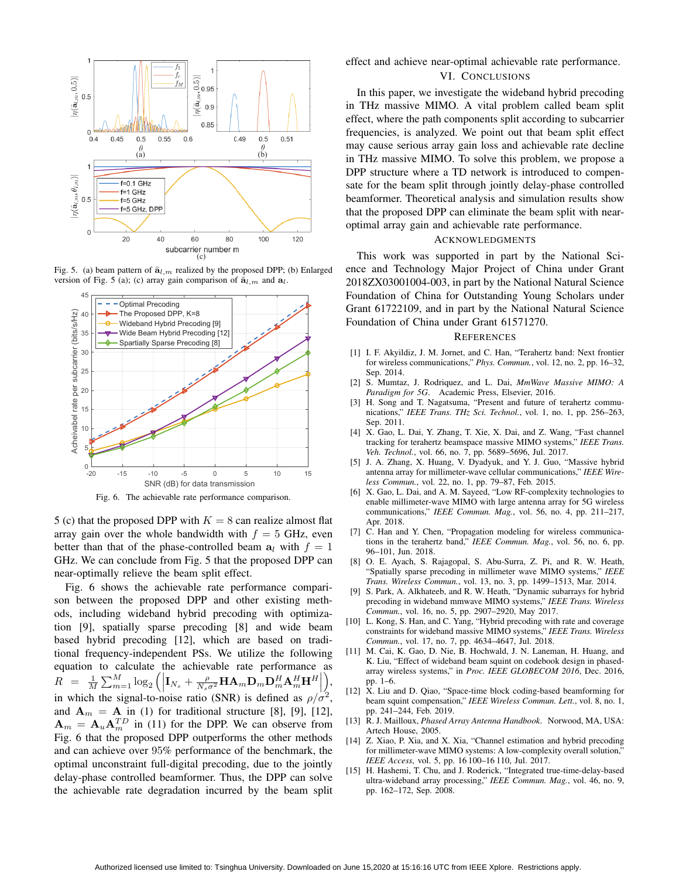(a)

$f_1$

$f_c$

$f_M$

$|\eta(\bar{\mathbf{a}}_{l,m}, 0.5)|$

0 0.5 1

0.4 0.45 0.5 0.55 0.6

$\theta$

(b)

$|\eta(\bar{\mathbf{a}}_{l,m}, 0.5)|$

0.85 0.9 0.95 1

0.49 0.5 0.51

$\theta$

(c)

$|\eta(\bar{\mathbf{a}}_{l,m}, \theta_{l,m})|$

f=0.1 GHz

f=1 GHz

f=5 GHz

f=5 GHz, DPP

0 0.5 1

20 40 60 80 100 120

subcarrier number m

Fig. 5. (a) beam pattern of $\bar{\mathbf{a}}_{l,m}$ realized by the proposed DPP; (b) Enlarged version of Fig. 5 (a); (c) array gain comparison of $\bar{\mathbf{a}}_{l,m}$ and $\mathbf{a}_l$.

Optimal Precoding

The Proposed DPP, K=8

Wideband Hybrid Precoding [9]

Wide Beam Hybrid Precoding [12]

Spartially Sparse Precoding [8]

Acheivabel rate per subcarrier (bits/s/Hz)

0 5 10 15 20 25 30 35 40 45

-20 -15 -10 -5 0 5 10 15

SNR (dB) for data transmission

Fig. 6. The achievable rate performance comparison.

5 (c) that the proposed DPP with $K = 8$ can realize almost flat array gain over the whole bandwidth with $f = 5$ GHz, even better than that of the phase-controlled beam $\mathbf{a}_l$ with $f = 1$ GHz. We can conclude from Fig. 5 that the proposed DPP can near-optimally relieve the beam split effect.

Fig. 6 shows the achievable rate performance comparison between the proposed DPP and other existing methods, including wideband hybrid precoding with optimization [9], spatially sparse precoding [8] and wide beam based hybrid precoding [12], which are based on traditional frequency-independent PSs. We utilize the following equation to calculate the achievable rate performance as $R = \frac{1}{M}\sum_{m=1}^{M}\log_2\left(\left|\mathbf{I}_{N_s} + \frac{\rho}{N_s\sigma^2}\mathbf{H}\mathbf{A}_m\mathbf{D}_m\mathbf{D}_m^H\mathbf{A}_m^H\mathbf{H}^H\right|\right)$, in which the signal-to-noise ratio (SNR) is defined as $\rho/\sigma^2$, and $\mathbf{A}_m = \mathbf{A}$ in (1) for traditional structure [8], [9], [12], $\mathbf{A}_m = \mathbf{A}_u\mathbf{A}_m^{TD}$ in (11) for the DPP. We can observe from Fig. 6 that the proposed DPP outperforms the other methods and can achieve over 95% performance of the benchmark, the optimal unconstraint full-digital precoding, due to the jointly delay-phase controlled beamformer. Thus, the DPP can solve the achievable rate degradation incurred by the beam split effect and achieve near-optimal achievable rate performance.

## VI. Conclusions

In this paper, we investigate the wideband hybrid precoding in THz massive MIMO. A vital problem called beam split effect, where the path components split according to subcarrier frequencies, is analyzed. We point out that beam split effect may cause serious array gain loss and achievable rate decline in THz massive MIMO. To solve this problem, we propose a DPP structure where a TD network is introduced to compensate for the beam split through jointly delay-phase controlled beamformer. Theoretical analysis and simulation results show that the proposed DPP can eliminate the beam split with near-optimal array gain and achievable rate performance.

## Acknowledgments

This work was supported in part by the National Science and Technology Major Project of China under Grant 2018ZX03001004-003, in part by the National Natural Science Foundation of China for Outstanding Young Scholars under Grant 61722109, and in part by the National Natural Science Foundation of China under Grant 61571270.

## References

[1] I. F. Akyildiz, J. M. Jornet, and C. Han, "Terahertz band: Next frontier for wireless communications," *Phys. Commun.*, vol. 12, no. 2, pp. 16–32, Sep. 2014.

[2] S. Mumtaz, J. Rodriquez, and L. Dai, *MmWave Massive MIMO: A Paradigm for 5G*. Academic Press, Elsevier, 2016.

[3] H. Song and T. Nagatsuma, "Present and future of terahertz communications," *IEEE Trans. THz Sci. Technol.*, vol. 1, no. 1, pp. 256–263, Sep. 2011.

[4] X. Gao, L. Dai, Y. Zhang, T. Xie, X. Dai, and Z. Wang, "Fast channel tracking for terahertz beamspace massive MIMO systems," *IEEE Trans. Veh. Technol.*, vol. 66, no. 7, pp. 5689–5696, Jul. 2017.

[5] J. A. Zhang, X. Huang, V. Dyadyuk, and Y. J. Guo, "Massive hybrid antenna array for millimeter-wave cellular communications," *IEEE Wireless Commun.*, vol. 22, no. 1, pp. 79–87, Feb. 2015.

[6] X. Gao, L. Dai, and A. M. Sayeed, "Low RF-complexity technologies to enable millimeter-wave MIMO with large antenna array for 5G wireless communications," *IEEE Commun. Mag.*, vol. 56, no. 4, pp. 211–217, Apr. 2018.

[7] C. Han and Y. Chen, "Propagation modeling for wireless communications in the terahertz band," *IEEE Commun. Mag.*, vol. 56, no. 6, pp. 96–101, Jun. 2018.

[8] O. E. Ayach, S. Rajagopal, S. Abu-Surra, Z. Pi, and R. W. Heath, "Spatially sparse precoding in millimeter wave MIMO systems," *IEEE Trans. Wireless Commun.*, vol. 13, no. 3, pp. 1499–1513, Mar. 2014.

[9] S. Park, A. Alkhateeb, and R. W. Heath, "Dynamic subarrays for hybrid precoding in wideband mmwave MIMO systems," *IEEE Trans. Wireless Commun.*, vol. 16, no. 5, pp. 2907–2920, May 2017.

[10] L. Kong, S. Han, and C. Yang, "Hybrid precoding with rate and coverage constraints for wideband massive MIMO systems," *IEEE Trans. Wireless Commun.*, vol. 17, no. 7, pp. 4634–4647, Jul. 2018.

[11] M. Cai, K. Gao, D. Nie, B. Hochwald, J. N. Laneman, H. Huang, and K. Liu, "Effect of wideband beam squint on codebook design in phased-array wireless systems," in *Proc. IEEE GLOBECOM 2016*, Dec. 2016, pp. 1–6.

[12] X. Liu and D. Qiao, "Space-time block coding-based beamforming for beam squint compensation," *IEEE Wireless Commun. Lett.*, vol. 8, no. 1, pp. 241–244, Feb. 2019.

[13] R. J. Mailloux, *Phased Array Antenna Handbook*. Norwood, MA, USA: Artech House, 2005.

[14] Z. Xiao, P. Xia, and X. Xia, "Channel estimation and hybrid precoding for millimeter-wave MIMO systems: A low-complexity overall solution," *IEEE Access*, vol. 5, pp. 16 100–16 110, Jul. 2017.

[15] H. Hashemi, T. Chu, and J. Roderick, "Integrated true-time-delay-based ultra-wideband array processing," *IEEE Commun. Mag.*, vol. 46, no. 9, pp. 162–172, Sep. 2008.